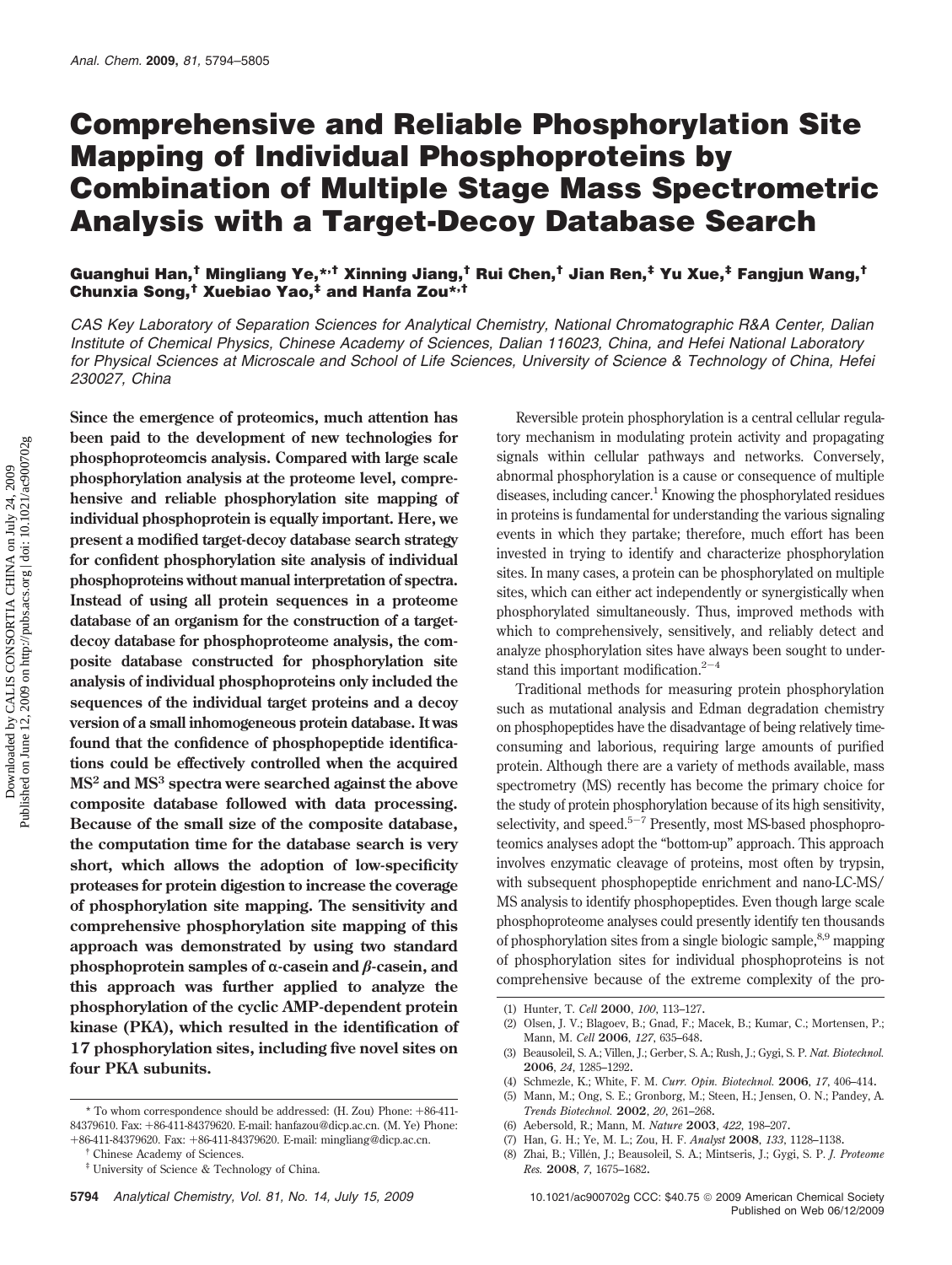# Comprehensive and Reliable Phosphorylation Site Mapping of Individual Phosphoproteins by Combination of Multiple Stage Mass Spectrometric Analysis with a Target-Decoy Database Search

**Guanghui Han,[†] Mingliang Ye,[*,†] Xinning Jiang,[†] Rui Chen,[†] Jian Ren,[‡] Yu Xue,[‡] Fangjun Wang,[†] Chunxia Song,[†] Xuebiao Yao,[‡] and Hanfa Zou[*,†]**

*CAS Key Laboratory of Separation Sciences for Analytical Chemistry, National Chromatographic R&A Center, Dalian Institute of Chemical Physics, Chinese Academy of Sciences, Dalian 116023, China, and Hefei National Laboratory for Physical Sciences at Microscale and School of Life Sciences, University of Science & Technology of China, Hefei 230027, China*

**Since the emergence of proteomics, much attention has been paid to the development of new technologies for phosphoproteomcis analysis. Compared with large scale phosphorylation analysis at the proteome level, comprehensive and reliable phosphorylation site mapping of individual phosphoprotein is equally important. Here, we present a modified target-decoy database search strategy for confident phosphorylation site analysis of individual phosphoproteins without manual interpretation of spectra. Instead of using all protein sequences in a proteome database of an organism for the construction of a target-decoy database for phosphoproteome analysis, the composite database constructed for phosphorylation site analysis of individual phosphoproteins only included the sequences of the individual target proteins and a decoy version of a small inhomogeneous protein database. It was found that the confidence of phosphopeptide identifications could be effectively controlled when the acquired MS² and MS³ spectra were searched against the above composite database followed with data processing. Because of the small size of the composite database, the computation time for the database search is very short, which allows the adoption of low-specificity proteases for protein digestion to increase the coverage of phosphorylation site mapping. The sensitivity and comprehensive phosphorylation site mapping of this approach was demonstrated by using two standard phosphoprotein samples of α-casein and β-casein, and this approach was further applied to analyze the phosphorylation of the cyclic AMP-dependent protein kinase (PKA), which resulted in the identification of 17 phosphorylation sites, including five novel sites on four PKA subunits.**

Reversible protein phosphorylation is a central cellular regulatory mechanism in modulating protein activity and propagating signals within cellular pathways and networks. Conversely, abnormal phosphorylation is a cause or consequence of multiple diseases, including cancer.[1] Knowing the phosphorylated residues in proteins is fundamental for understanding the various signaling events in which they partake; therefore, much effort has been invested in trying to identify and characterize phosphorylation sites. In many cases, a protein can be phosphorylated on multiple sites, which can either act independently or synergistically when phosphorylated simultaneously. Thus, improved methods with which to comprehensively, sensitively, and reliably detect and analyze phosphorylation sites have always been sought to understand this important modification.[2−4]

Traditional methods for measuring protein phosphorylation such as mutational analysis and Edman degradation chemistry on phosphopeptides have the disadvantage of being relatively time-consuming and laborious, requiring large amounts of purified protein. Although there are a variety of methods available, mass spectrometry (MS) recently has become the primary choice for the study of protein phosphorylation because of its high sensitivity, selectivity, and speed.[5−7] Presently, most MS-based phosphoproteomics analyses adopt the "bottom-up" approach. This approach involves enzymatic cleavage of proteins, most often by trypsin, with subsequent phosphopeptide enrichment and nano-LC-MS/MS analysis to identify phosphopeptides. Even though large scale phosphoproteome analyses could presently identify ten thousands of phosphorylation sites from a single biologic sample,[8,9] mapping of phosphorylation sites for individual phosphoproteins is not comprehensive because of the extreme complexity of the pro-

\* To whom correspondence should be addressed: (H. Zou) Phone: +86-411-84379610. Fax: +86-411-84379620. E-mail: hanfazou@dicp.ac.cn. (M. Ye) Phone: +86-411-84379620. Fax: +86-411-84379620. E-mail: mingliang@dicp.ac.cn.

† Chinese Academy of Sciences.

‡ University of Science & Technology of China.

(1) Hunter, T. *Cell* **2000**, *100*, 113–127.
(2) Olsen, J. V.; Blagoev, B.; Gnad, F.; Macek, B.; Kumar, C.; Mortensen, P.; Mann, M. *Cell* **2006**, *127*, 635–648.
(3) Beausoleil, S. A.; Villen, J.; Gerber, S. A.; Rush, J.; Gygi, S. P. *Nat. Biotechnol.* **2006**, *24*, 1285–1292.
(4) Schmezle, K.; White, F. M. *Curr. Opin. Biotechnol.* **2006**, *17*, 406–414.
(5) Mann, M.; Ong, S. E.; Gronborg, M.; Steen, H.; Jensen, O. N.; Pandey, A. *Trends Biotechnol.* **2002**, *20*, 261–268.
(6) Aebersold, R.; Mann, M. *Nature* **2003**, *422*, 198–207.
(7) Han, G. H.; Ye, M. L.; Zou, H. F. *Analyst* **2008**, *133*, 1128–1138.
(8) Zhai, B.; Villén, J.; Beausoleil, S. A.; Mintseris, J.; Gygi, S. P. *J. Proteome Res.* **2008**, *7*, 1675–1682.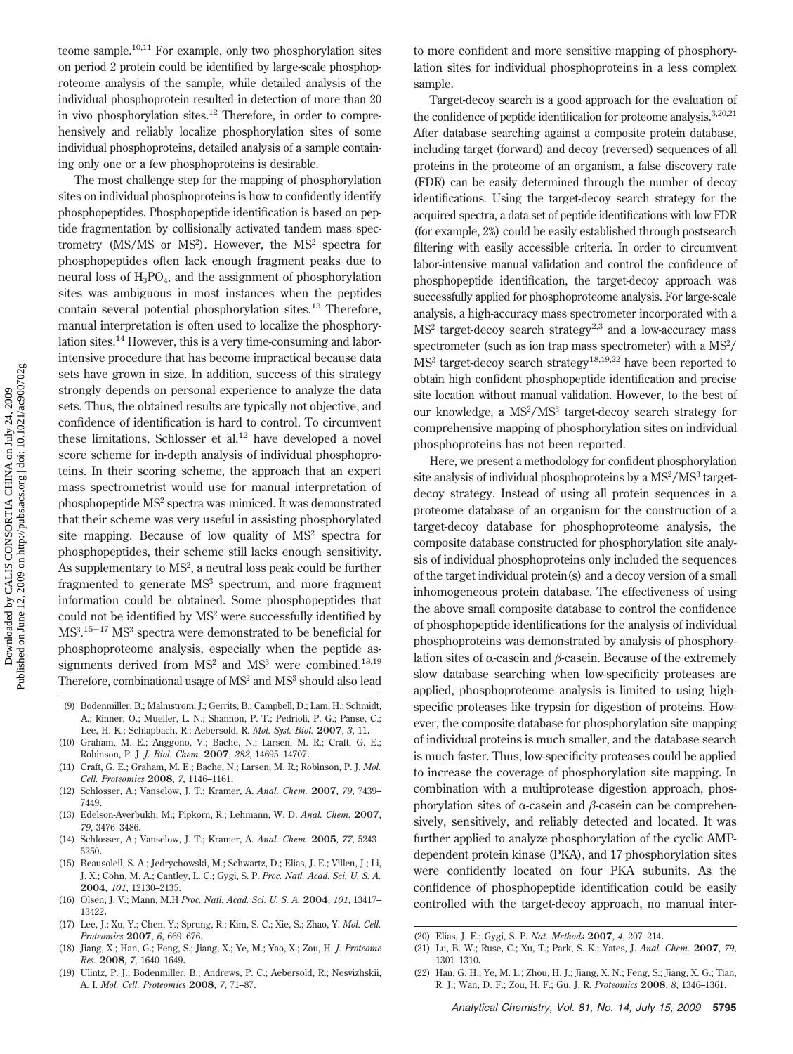teome sample.[10,11] For example, only two phosphorylation sites on period 2 protein could be identified by large-scale phosphoproteome analysis of the sample, while detailed analysis of the individual phosphoprotein resulted in detection of more than 20 in vivo phosphorylation sites.[12] Therefore, in order to comprehensively and reliably localize phosphorylation sites of some individual phosphoproteins, detailed analysis of a sample containing only one or a few phosphoproteins is desirable.

The most challenge step for the mapping of phosphorylation sites on individual phosphoproteins is how to confidently identify phosphopeptides. Phosphopeptide identification is based on peptide fragmentation by collisionally activated tandem mass spectrometry (MS/MS or $MS^2$). However, the $MS^2$ spectra for phosphopeptides often lack enough fragment peaks due to neural loss of $H_3PO_4$, and the assignment of phosphorylation sites was ambiguous in most instances when the peptides contain several potential phosphorylation sites.[13] Therefore, manual interpretation is often used to localize the phosphorylation sites.[14] However, this is a very time-consuming and labor-intensive procedure that has become impractical because data sets have grown in size. In addition, success of this strategy strongly depends on personal experience to analyze the data sets. Thus, the obtained results are typically not objective, and confidence of identification is hard to control. To circumvent these limitations, Schlosser et al.[12] have developed a novel score scheme for in-depth analysis of individual phosphoproteins. In their scoring scheme, the approach that an expert mass spectrometrist would use for manual interpretation of phosphopeptide $MS^2$ spectra was mimiced. It was demonstrated that their scheme was very useful in assisting phosphorylated site mapping. Because of low quality of $MS^2$ spectra for phosphopeptides, their scheme still lacks enough sensitivity. As supplementary to $MS^2$, a neutral loss peak could be further fragmented to generate $MS^3$ spectrum, and more fragment information could be obtained. Some phosphopeptides that could not be identified by $MS^2$ were successfully identified by $MS^3$.[15-17] $MS^3$ spectra were demonstrated to be beneficial for phosphoproteome analysis, especially when the peptide assignments derived from $MS^2$ and $MS^3$ were combined.[18,19] Therefore, combinational usage of $MS^2$ and $MS^3$ should also lead to more confident and more sensitive mapping of phosphorylation sites for individual phosphoproteins in a less complex sample.

Target-decoy search is a good approach for the evaluation of the confidence of peptide identification for proteome analysis.[3,20,21] After database searching against a composite protein database, including target (forward) and decoy (reversed) sequences of all proteins in the proteome of an organism, a false discovery rate (FDR) can be easily determined through the number of decoy identifications. Using the target-decoy search strategy for the acquired spectra, a data set of peptide identifications with low FDR (for example, 2%) could be easily established through postsearch filtering with easily accessible criteria. In order to circumvent labor-intensive manual validation and control the confidence of phosphopeptide identification, the target-decoy approach was successfully applied for phosphoproteome analysis. For large-scale analysis, a high-accuracy mass spectrometer incorporated with a $MS^2$ target-decoy search strategy[2,3] and a low-accuracy mass spectrometer (such as ion trap mass spectrometer) with a $MS^2$/$MS^3$ target-decoy search strategy[18,19,22] have been reported to obtain high confident phosphopeptide identification and precise site location without manual validation. However, to the best of our knowledge, a $MS^2$/$MS^3$ target-decoy search strategy for comprehensive mapping of phosphorylation sites on individual phosphoproteins has not been reported.

Here, we present a methodology for confident phosphorylation site analysis of individual phosphoproteins by a $MS^2$/$MS^3$ target-decoy strategy. Instead of using all protein sequences in a proteome database of an organism for the construction of a target-decoy database for phosphoproteome analysis, the composite database constructed for phosphorylation site analysis of individual phosphoproteins only included the sequences of the target individual protein(s) and a decoy version of a small inhomogeneous protein database. The effectiveness of using the above small composite database to control the confidence of phosphopeptide identifications for the analysis of individual phosphoproteins was demonstrated by analysis of phosphorylation sites of α-casein and β-casein. Because of the extremely slow database searching when low-specificity proteases are applied, phosphoproteome analysis is limited to using high-specific proteases like trypsin for digestion of proteins. However, the composite database for phosphorylation site mapping of individual proteins is much smaller, and the database search is much faster. Thus, low-specificity proteases could be applied to increase the coverage of phosphorylation site mapping. In combination with a multiprotease digestion approach, phosphorylation sites of α-casein and β-casein can be comprehensively, sensitively, and reliably detected and located. It was further applied to analyze phosphorylation of the cyclic AMP-dependent protein kinase (PKA), and 17 phosphorylation sites were confidently located on four PKA subunits. As the confidence of phosphopeptide identification could be easily controlled with the target-decoy approach, no manual inter-

(9) Bodenmiller, B.; Malmstrom, J.; Gerrits, B.; Campbell, D.; Lam, H.; Schmidt, A.; Rinner, O.; Mueller, L. N.; Shannon, P. T.; Pedrioli, P. G.; Panse, C.; Lee, H. K.; Schlapbach, R.; Aebersold, R. *Mol. Syst. Biol.* **2007**, *3*, 11.

(10) Graham, M. E.; Anggono, V.; Bache, N.; Larsen, M. R.; Craft, G. E.; Robinson, P. J. *J. Biol. Chem.* **2007**, *282*, 14695–14707.

(11) Craft, G. E.; Graham, M. E.; Bache, N.; Larsen, M. R.; Robinson, P. J. *Mol. Cell. Proteomics* **2008**, *7*, 1146–1161.

(12) Schlosser, A.; Vanselow, J. T.; Kramer, A. *Anal. Chem.* **2007**, *79*, 7439–7449.

(13) Edelson-Averbukh, M.; Pipkorn, R.; Lehmann, W. D. *Anal. Chem.* **2007**, *79*, 3476–3486.

(14) Schlosser, A.; Vanselow, J. T.; Kramer, A. *Anal. Chem.* **2005**, *77*, 5243–5250.

(15) Beausoleil, S. A.; Jedrychowski, M.; Schwartz, D.; Elias, J. E.; Villen, J.; Li, J. X.; Cohn, M. A.; Cantley, L. C.; Gygi, S. P. *Proc. Natl. Acad. Sci. U. S. A.* **2004**, *101*, 12130–2135.

(16) Olsen, J. V.; Mann, M.H *Proc. Natl. Acad. Sci. U. S. A.* **2004**, *101*, 13417–13422.

(17) Lee, J.; Xu, Y.; Chen, Y.; Sprung, R.; Kim, S. C.; Xie, S.; Zhao, Y. *Mol. Cell. Proteomics* **2007**, *6*, 669–676.

(18) Jiang, X.; Han, G.; Feng, S.; Jiang, X.; Ye, M.; Yao, X.; Zou, H. *J. Proteome Res.* **2008**, *7*, 1640–1649.

(19) Ulintz, P. J.; Bodenmiller, B.; Andrews, P. C.; Aebersold, R.; Nesvizhskii, A. I. *Mol. Cell. Proteomics* **2008**, *7*, 71–87.

(20) Elias, J. E.; Gygi, S. P. *Nat. Methods* **2007**, *4*, 207–214.

(21) Lu, B. W.; Ruse, C.; Xu, T.; Park, S. K.; Yates, J. *Anal. Chem.* **2007**, *79*, 1301–1310.

(22) Han, G. H.; Ye, M. L.; Zhou, H. J.; Jiang, X. N.; Feng, S.; Jiang, X. G.; Tian, R. J.; Wan, D. F.; Zou, H. F.; Gu, J. R. *Proteomics* **2008**, *8*, 1346–1361.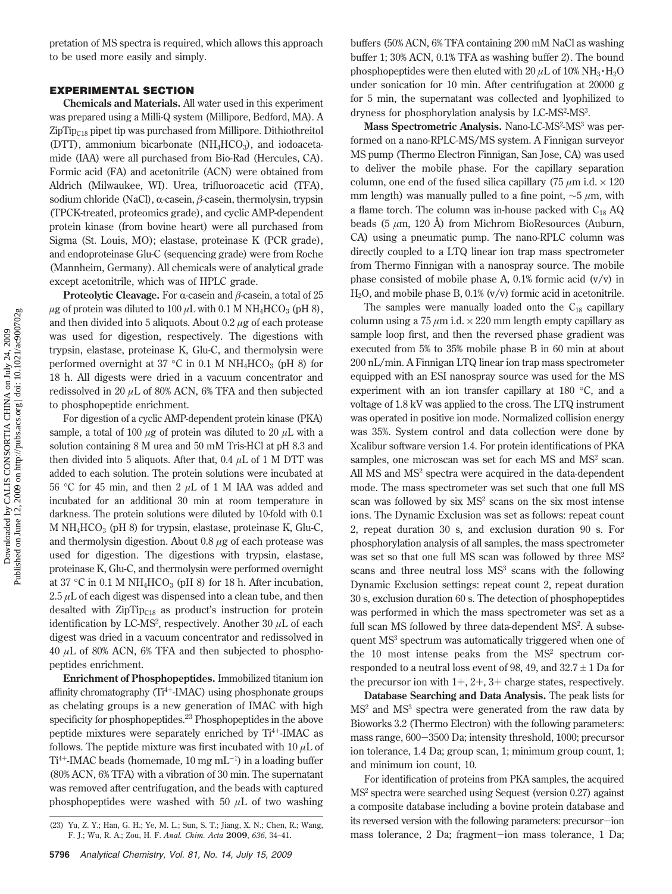pretation of MS spectra is required, which allows this approach to be used more easily and simply.

## EXPERIMENTAL SECTION

**Chemicals and Materials.** All water used in this experiment was prepared using a Milli-Q system (Millipore, Bedford, MA). A $ZipTip_{C18}$ pipet tip was purchased from Millipore. Dithiothreitol (DTT), ammonium bicarbonate ($NH_4HCO_3$), and iodoacetamide (IAA) were all purchased from Bio-Rad (Hercules, CA). Formic acid (FA) and acetonitrile (ACN) were obtained from Aldrich (Milwaukee, WI). Urea, trifluoroacetic acid (TFA), sodium chloride (NaCl), α-casein, β-casein, thermolysin, trypsin (TPCK-treated, proteomics grade), and cyclic AMP-dependent protein kinase (from bovine heart) were all purchased from Sigma (St. Louis, MO); elastase, proteinase K (PCR grade), and endoproteinase Glu-C (sequencing grade) were from Roche (Mannheim, Germany). All chemicals were of analytical grade except acetonitrile, which was of HPLC grade.

**Proteolytic Cleavage.** For α-casein and β-casein, a total of 25 μg of protein was diluted to 100 μL with 0.1 M $NH_4HCO_3$ (pH 8), and then divided into 5 aliquots. About 0.2 μg of each protease was used for digestion, respectively. The digestions with trypsin, elastase, proteinase K, Glu-C, and thermolysin were performed overnight at 37 °C in 0.1 M $NH_4HCO_3$ (pH 8) for 18 h. All digests were dried in a vacuum concentrator and redissolved in 20 μL of 80% ACN, 6% TFA and then subjected to phosphopeptide enrichment.

For digestion of a cyclic AMP-dependent protein kinase (PKA) sample, a total of 100 μg of protein was diluted to 20 μL with a solution containing 8 M urea and 50 mM Tris-HCl at pH 8.3 and then divided into 5 aliquots. After that, 0.4 μL of 1 M DTT was added to each solution. The protein solutions were incubated at 56 °C for 45 min, and then 2 μL of 1 M IAA was added and incubated for an additional 30 min at room temperature in darkness. The protein solutions were diluted by 10-fold with 0.1 M $NH_4HCO_3$ (pH 8) for trypsin, elastase, proteinase K, Glu-C, and thermolysin digestion. About 0.8 μg of each protease was used for digestion. The digestions with trypsin, elastase, proteinase K, Glu-C, and thermolysin were performed overnight at 37 °C in 0.1 M $NH_4HCO_3$ (pH 8) for 18 h. After incubation, 2.5 μL of each digest was dispensed into a clean tube, and then desalted with $ZipTip_{C18}$ as product's instruction for protein identification by LC-$MS^2$, respectively. Another 30 μL of each digest was dried in a vacuum concentrator and redissolved in 40 μL of 80% ACN, 6% TFA and then subjected to phosphopeptides enrichment.

**Enrichment of Phosphopeptides.** Immobilized titanium ion affinity chromatography ($Ti^{4+}$-IMAC) using phosphonate groups as chelating groups is a new generation of IMAC with high specificity for phosphopeptides.[23] Phosphopeptides in the above peptide mixtures were separately enriched by $Ti^{4+}$-IMAC as follows. The peptide mixture was first incubated with 10 μL of $Ti^{4+}$-IMAC beads (homemade, 10 mg $mL^{-1}$) in a loading buffer (80% ACN, 6% TFA) with a vibration of 30 min. The supernatant was removed after centrifugation, and the beads with captured phosphopeptides were washed with 50 μL of two washing buffers (50% ACN, 6% TFA containing 200 mM NaCl as washing buffer 1; 30% ACN, 0.1% TFA as washing buffer 2). The bound phosphopeptides were then eluted with 20 μL of 10% $NH_3 \cdot H_2O$ under sonication for 10 min. After centrifugation at 20000 g for 5 min, the supernatant was collected and lyophilized to dryness for phosphorylation analysis by LC-$MS^2$-$MS^3$.

**Mass Spectrometric Analysis.** Nano-LC-$MS^2$-$MS^3$ was performed on a nano-RPLC-MS/MS system. A Finnigan surveyor MS pump (Thermo Electron Finnigan, San Jose, CA) was used to deliver the mobile phase. For the capillary separation column, one end of the fused silica capillary (75 μm i.d. × 120 mm length) was manually pulled to a fine point, ~5 μm, with a flame torch. The column was in-house packed with $C_{18}$ AQ beads (5 μm, 120 Å) from Michrom BioResources (Auburn, CA) using a pneumatic pump. The nano-RPLC column was directly coupled to a LTQ linear ion trap mass spectrometer from Thermo Finnigan with a nanospray source. The mobile phase consisted of mobile phase A, 0.1% formic acid (v/v) in $H_2O$, and mobile phase B, 0.1% (v/v) formic acid in acetonitrile.

The samples were manually loaded onto the $C_{18}$ capillary column using a 75 μm i.d. × 220 mm length empty capillary as sample loop first, and then the reversed phase gradient was executed from 5% to 35% mobile phase B in 60 min at about 200 nL/min. A Finnigan LTQ linear ion trap mass spectrometer equipped with an ESI nanospray source was used for the MS experiment with an ion transfer capillary at 180 °C, and a voltage of 1.8 kV was applied to the cross. The LTQ instrument was operated in positive ion mode. Normalized collision energy was 35%. System control and data collection were done by Xcalibur software version 1.4. For protein identifications of PKA samples, one microscan was set for each MS and $MS^2$ scan. All MS and $MS^2$ spectra were acquired in the data-dependent mode. The mass spectrometer was set such that one full MS scan was followed by six $MS^2$ scans on the six most intense ions. The Dynamic Exclusion was set as follows: repeat count 2, repeat duration 30 s, and exclusion duration 90 s. For phosphorylation analysis of all samples, the mass spectrometer was set so that one full MS scan was followed by three $MS^2$ scans and three neutral loss $MS^3$ scans with the following Dynamic Exclusion settings: repeat count 2, repeat duration 30 s, exclusion duration 60 s. The detection of phosphopeptides was performed in which the mass spectrometer was set as a full scan MS followed by three data-dependent $MS^2$. A subsequent $MS^3$ spectrum was automatically triggered when one of the 10 most intense peaks from the $MS^2$ spectrum corresponded to a neutral loss event of 98, 49, and 32.7 ± 1 Da for the precursor ion with 1+, 2+, 3+ charge states, respectively.

**Database Searching and Data Analysis.** The peak lists for $MS^2$ and $MS^3$ spectra were generated from the raw data by Bioworks 3.2 (Thermo Electron) with the following parameters: mass range, 600–3500 Da; intensity threshold, 1000; precursor ion tolerance, 1.4 Da; group scan, 1; minimum group count, 1; and minimum ion count, 10.

For identification of proteins from PKA samples, the acquired $MS^2$ spectra were searched using Sequest (version 0.27) against a composite database including a bovine protein database and its reversed version with the following parameters: precursor–ion mass tolerance, 2 Da; fragment–ion mass tolerance, 1 Da;

(23) Yu, Z. Y.; Han, G. H.; Ye, M. L.; Sun, S. T.; Jiang, X. N.; Chen, R.; Wang, F. J.; Wu, R. A.; Zou, H. F. *Anal. Chim. Acta* **2009**, *636*, 34–41.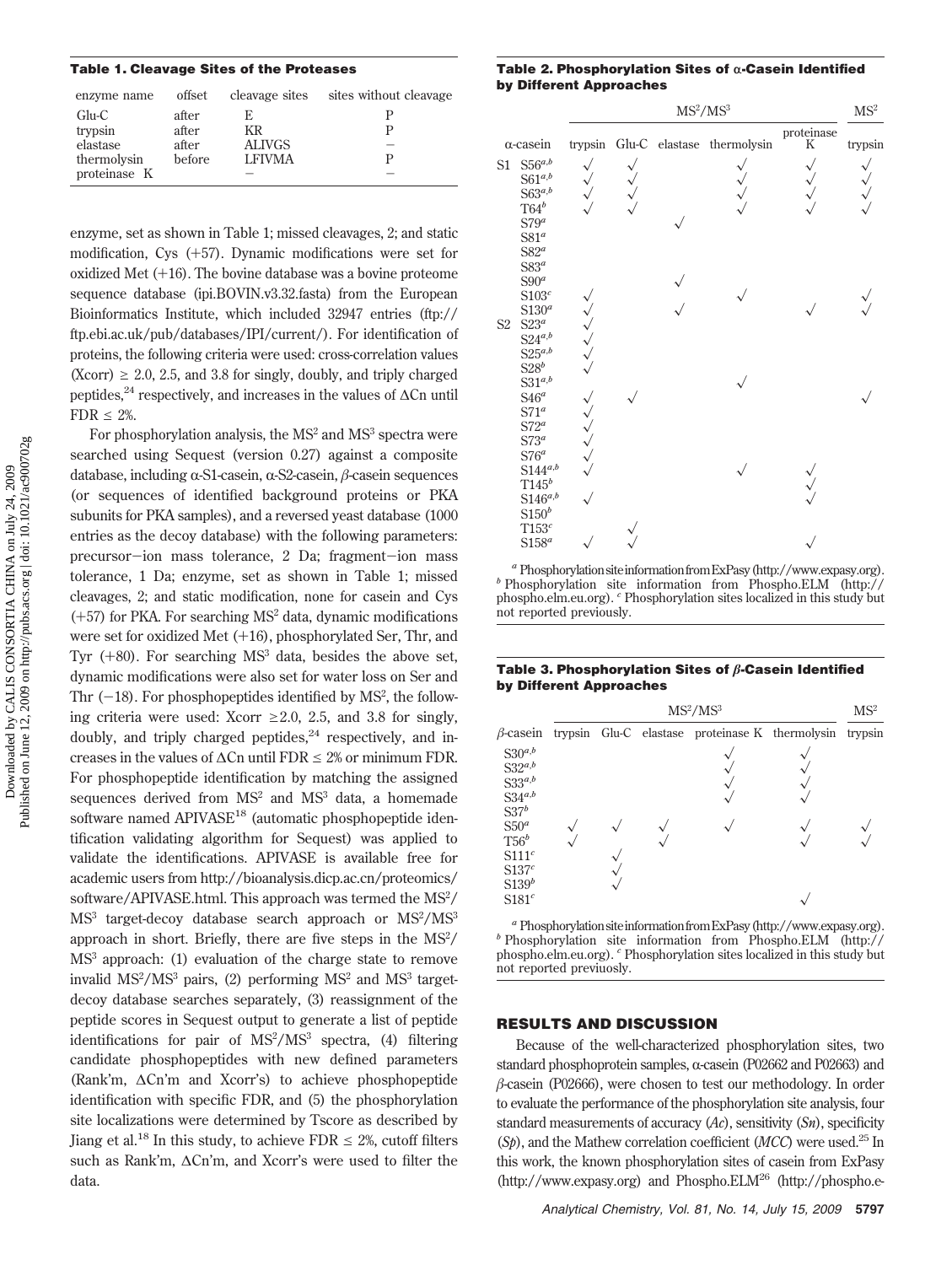**Table 1. Cleavage Sites of the Proteases**

| enzyme name | offset | cleavage sites | sites without cleavage |
|---|---|---|---|
| Glu-C | after | E | P |
| trypsin | after | KR | P |
| elastase | after | ALIVGS | – |
| thermolysin | before | LFIVMA | P |
| proteinase K | | – | – |

enzyme, set as shown in Table 1; missed cleavages, 2; and static modification, Cys (+57). Dynamic modifications were set for oxidized Met (+16). The bovine database was a bovine proteome sequence database (ipi.BOVIN.v3.32.fasta) from the European Bioinformatics Institute, which included 32947 entries (ftp://ftp.ebi.ac.uk/pub/databases/IPI/current/). For identification of proteins, the following criteria were used: cross-correlation values (Xcorr) ≥ 2.0, 2.5, and 3.8 for singly, doubly, and triply charged peptides,[24] respectively, and increases in the values of ΔCn until FDR ≤ 2%.

For phosphorylation analysis, the $MS^2$ and $MS^3$ spectra were searched using Sequest (version 0.27) against a composite database, including α-S1-casein, α-S2-casein, β-casein sequences (or sequences of identified background proteins or PKA subunits for PKA samples), and a reversed yeast database (1000 entries as the decoy database) with the following parameters: precursor–ion mass tolerance, 2 Da; fragment–ion mass tolerance, 1 Da; enzyme, set as shown in Table 1; missed cleavages, 2; and static modification, none for casein and Cys (+57) for PKA. For searching $MS^2$ data, dynamic modifications were set for oxidized Met (+16), phosphorylated Ser, Thr, and Tyr (+80). For searching $MS^3$ data, besides the above set, dynamic modifications were also set for water loss on Ser and Thr (−18). For phosphopeptides identified by $MS^2$, the following criteria were used: Xcorr ≥2.0, 2.5, and 3.8 for singly, doubly, and triply charged peptides,[24] respectively, and increases in the values of ΔCn until FDR ≤ 2% or minimum FDR. For phosphopeptide identification by matching the assigned sequences derived from $MS^2$ and $MS^3$ data, a homemade software named APIVASE[18] (automatic phosphopeptide identification validating algorithm for Sequest) was applied to validate the identifications. APIVASE is available free for academic users from http://bioanalysis.dicp.ac.cn/proteomics/software/APIVASE.html. This approach was termed the $MS^2$/$MS^3$ target-decoy database search approach or $MS^2$/$MS^3$ approach in short. Briefly, there are five steps in the $MS^2$/$MS^3$ approach: (1) evaluation of the charge state to remove invalid $MS^2$/$MS^3$ pairs, (2) performing $MS^2$ and $MS^3$ target-decoy database searches separately, (3) reassignment of the peptide scores in Sequest output to generate a list of peptide identifications for pair of $MS^2$/$MS^3$ spectra, (4) filtering candidate phosphopeptides with new defined parameters (Rank'm, ΔCn'm and Xcorr's) to achieve phosphopeptide identification with specific FDR, and (5) the phosphorylation site localizations were determined by Tscore as described by Jiang et al.[18] In this study, to achieve FDR ≤ 2%, cutoff filters such as Rank'm, ΔCn'm, and Xcorr's were used to filter the data.

**Table 2. Phosphorylation Sites of α-Casein Identified by Different Approaches**

| | | $MS^2$/$MS^3$ | | | | | $MS^2$ |
|---|---|---|---|---|---|---|---|
| α-casein | | trypsin | Glu-C | elastase | thermolysin | proteinase K | trypsin |
| S1 | S56[a,b] | ✓ | ✓ | | ✓ | ✓ | ✓ |
| | S61[a,b] | ✓ | ✓ | | ✓ | ✓ | ✓ |
| | S63[a,b] | ✓ | ✓ | | ✓ | ✓ | ✓ |
| | T64[b] | ✓ | ✓ | | ✓ | ✓ | ✓ |
| | S79[a] | | | ✓ | | | |
| | S81[a] | | | | | | |
| | S82[a] | | | | | | |
| | S83[a] | | | | | | |
| | S90[a] | | | ✓ | | | |
| | S103[c] | ✓ | | | ✓ | | ✓ |
| | S130[a] | ✓ | | ✓ | | ✓ | ✓ |
| S2 | S23[a] | ✓ | | | | | |
| | S24[a,b] | ✓ | | | | | |
| | S25[a,b] | ✓ | | | | | |
| | S28[b] | ✓ | | | | | |
| | S31[a,b] | | | | ✓ | | |
| | S46[a] | ✓ | ✓ | | | | ✓ |
| | S71[a] | ✓ | | | | | |
| | S72[a] | ✓ | | | | | |
| | S73[a] | ✓ | | | | | |
| | S76[a] | ✓ | | | | | |
| | S144[a,b] | ✓ | | | ✓ | ✓ | |
| | T145[b] | | | | | ✓ | |
| | S146[a,b] | ✓ | | | | ✓ | |
| | S150[b] | | | | | | |
| | T153[c] | | ✓ | | | | |
| | S158[a] | ✓ | ✓ | | | ✓ | |

[a] Phosphorylation site information from ExPasy (http://www.expasy.org). [b] Phosphorylation site information from Phospho.ELM (http://phospho.elm.eu.org). [c] Phosphorylation sites localized in this study but not reported previously.

**Table 3. Phosphorylation Sites of β-Casein Identified by Different Approaches**

| | $MS^2$/$MS^3$ | | | | | $MS^2$ |
|---|---|---|---|---|---|---|
| β-casein | trypsin | Glu-C | elastase | proteinase K | thermolysin | trypsin |
| S30[a,b] | | | | ✓ | ✓ | |
| S32[a,b] | | | | ✓ | ✓ | |
| S33[a,b] | | | | ✓ | ✓ | |
| S34[a,b] | | | | ✓ | ✓ | |
| S37[b] | | | | | | |
| S50[a] | ✓ | ✓ | ✓ | ✓ | ✓ | ✓ |
| T56[b] | ✓ | | ✓ | | ✓ | ✓ |
| S111[c] | | ✓ | | | | |
| S137[c] | | ✓ | | | | |
| S139[b] | | ✓ | | | | |
| S181[c] | | | | | ✓ | |

[a] Phosphorylation site information from ExPasy (http://www.expasy.org). [b] Phosphorylation site information from Phospho.ELM (http://phospho.elm.eu.org). [c] Phosphorylation sites localized in this study but not reported previuosly.

## RESULTS AND DISCUSSION

Because of the well-characterized phosphorylation sites, two standard phosphoprotein samples, α-casein (P02662 and P02663) and β-casein (P02666), were chosen to test our methodology. In order to evaluate the performance of the phosphorylation site analysis, four standard measurements of accuracy (*Ac*), sensitivity (*Sn*), specificity (*Sp*), and the Mathew correlation coefficient (*MCC*) were used.[25] In this work, the known phosphorylation sites of casein from ExPasy (http://www.expasy.org) and Phospho.ELM[26] (http://phospho.e-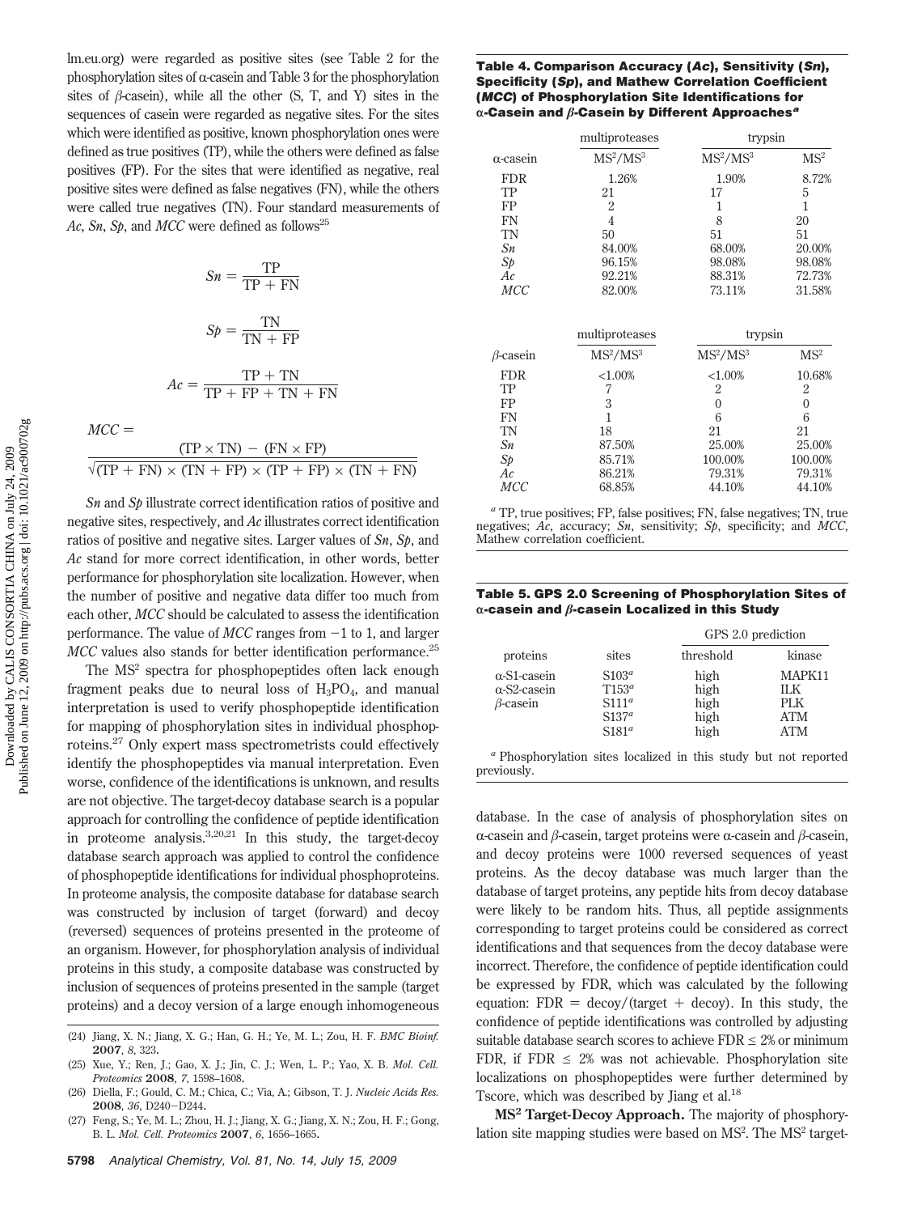lm.eu.org) were regarded as positive sites (see Table 2 for the phosphorylation sites of α-casein and Table 3 for the phosphorylation sites of β-casein), while all the other (S, T, and Y) sites in the sequences of casein were regarded as negative sites. For the sites which were identified as positive, known phosphorylation ones were defined as true positives (TP), while the others were defined as false positives (FP). For the sites that were identified as negative, real positive sites were defined as false negatives (FN), while the others were called true negatives (TN). Four standard measurements of *Ac*, *Sn*, *Sp*, and *MCC* were defined as follows[25]

$$Sn = \frac{TP}{TP + FN}$$

$$Sp = \frac{TN}{TN + FP}$$

$$Ac = \frac{TP + TN}{TP + FP + TN + FN}$$

$$MCC = \frac{(TP \times TN) - (FN \times FP)}{\sqrt{(TP + FN) \times (TN + FP) \times (TP + FP) \times (TN + FN)}}$$

*Sn* and *Sp* illustrate correct identification ratios of positive and negative sites, respectively, and *Ac* illustrates correct identification ratios of positive and negative sites. Larger values of *Sn*, *Sp*, and *Ac* stand for more correct identification, in other words, better performance for phosphorylation site localization. However, when the number of positive and negative data differ too much from each other, *MCC* should be calculated to assess the identification performance. The value of *MCC* ranges from −1 to 1, and larger *MCC* values also stands for better identification performance.[25]

The $MS^2$ spectra for phosphopeptides often lack enough fragment peaks due to neural loss of $H_3PO_4$, and manual interpretation is used to verify phosphopeptide identification for mapping of phosphorylation sites in individual phosphoproteins.[27] Only expert mass spectrometrists could effectively identify the phosphopeptides via manual interpretation. Even worse, confidence of the identifications is unknown, and results are not objective. The target-decoy database search is a popular approach for controlling the confidence of peptide identification in proteome analysis.[3,20,21] In this study, the target-decoy database search approach was applied to control the confidence of phosphopeptide identifications for individual phosphoproteins. In proteome analysis, the composite database for database search was constructed by inclusion of target (forward) and decoy (reversed) sequences of proteins presented in the proteome of an organism. However, for phosphorylation analysis of individual proteins in this study, a composite database was constructed by inclusion of sequences of proteins presented in the sample (target proteins) and a decoy version of a large enough inhomogeneous database. In the case of analysis of phosphorylation sites on α-casein and β-casein, target proteins were α-casein and β-casein, and decoy proteins were 1000 reversed sequences of yeast proteins. As the decoy database was much larger than the database of target proteins, any peptide hits from decoy database were likely to be random hits. Thus, all peptide assignments corresponding to target proteins could be considered as correct identifications and that sequences from the decoy database were incorrect. Therefore, the confidence of peptide identification could be expressed by FDR, which was calculated by the following equation: FDR = decoy/(target + decoy). In this study, the confidence of peptide identifications was controlled by adjusting suitable database search scores to achieve FDR ≤ 2% or minimum FDR, if FDR ≤ 2% was not achievable. Phosphorylation site localizations on phosphopeptides were further determined by Tscore, which was described by Jiang et al.[18]

**Table 4. Comparison Accuracy (*Ac*), Sensitivity (*Sn*), Specificity (*Sp*), and Mathew Correlation Coefficient (*MCC*) of Phosphorylation Site Identifications for α-Casein and β-Casein by Different Approaches[a]**

| | multiproteases | trypsin | |
|---|---|---|---|
| α-casein | $MS^2/MS^3$ | $MS^2/MS^3$ | $MS^2$ |
| FDR | 1.26% | 1.90% | 8.72% |
| TP | 21 | 17 | 5 |
| FP | 2 | 1 | 1 |
| FN | 4 | 8 | 20 |
| TN | 50 | 51 | 51 |
| *Sn* | 84.00% | 68.00% | 20.00% |
| *Sp* | 96.15% | 98.08% | 98.08% |
| *Ac* | 92.21% | 88.31% | 72.73% |
| *MCC* | 82.00% | 73.11% | 31.58% |

| | multiproteases | trypsin | |
|---|---|---|---|
| β-casein | $MS^2/MS^3$ | $MS^2/MS^3$ | $MS^2$ |
| FDR | <1.00% | <1.00% | 10.68% |
| TP | 7 | 2 | 2 |
| FP | 3 | 0 | 0 |
| FN | 1 | 6 | 6 |
| TN | 18 | 21 | 21 |
| *Sn* | 87.50% | 25.00% | 25.00% |
| *Sp* | 85.71% | 100.00% | 100.00% |
| *Ac* | 86.21% | 79.31% | 79.31% |
| *MCC* | 68.85% | 44.10% | 44.10% |

[a] TP, true positives; FP, false positives; FN, false negatives; TN, true negatives; *Ac*, accuracy; *Sn*, sensitivity; *Sp*, specificity; and *MCC*, Mathew correlation coefficient.

**Table 5. GPS 2.0 Screening of Phosphorylation Sites of α-casein and β-casein Localized in this Study**

| | | GPS 2.0 prediction | |
|---|---|---|---|
| proteins | sites | threshold | kinase |
| α-S1-casein | S103[a] | high | MAPK11 |
| α-S2-casein | T153[a] | high | ILK |
| β-casein | S111[a] | high | PLK |
| | S137[a] | high | ATM |
| | S181[a] | high | ATM |

[a] Phosphorylation sites localized in this study but not reported previously.

**$MS^2$ Target-Decoy Approach.** The majority of phosphorylation site mapping studies were based on $MS^2$. The $MS^2$ target-

(24) Jiang, X. N.; Jiang, X. G.; Han, G. H.; Ye, M. L.; Zou, H. F. *BMC Bioinf.* **2007**, *8*, 323.

(25) Xue, Y.; Ren, J.; Gao, X. J.; Jin, C. J.; Wen, L. P.; Yao, X. B. *Mol. Cell. Proteomics* **2008**, *7*, 1598–1608.

(26) Diella, F.; Gould, C. M.; Chica, C.; Via, A.; Gibson, T. J. *Nucleic Acids Res.* **2008**, *36*, D240–D244.

(27) Feng, S.; Ye, M. L.; Zhou, H. J.; Jiang, X. G.; Jiang, X. N.; Zou, H. F.; Gong, B. L. *Mol. Cell. Proteomics* **2007**, *6*, 1656–1665.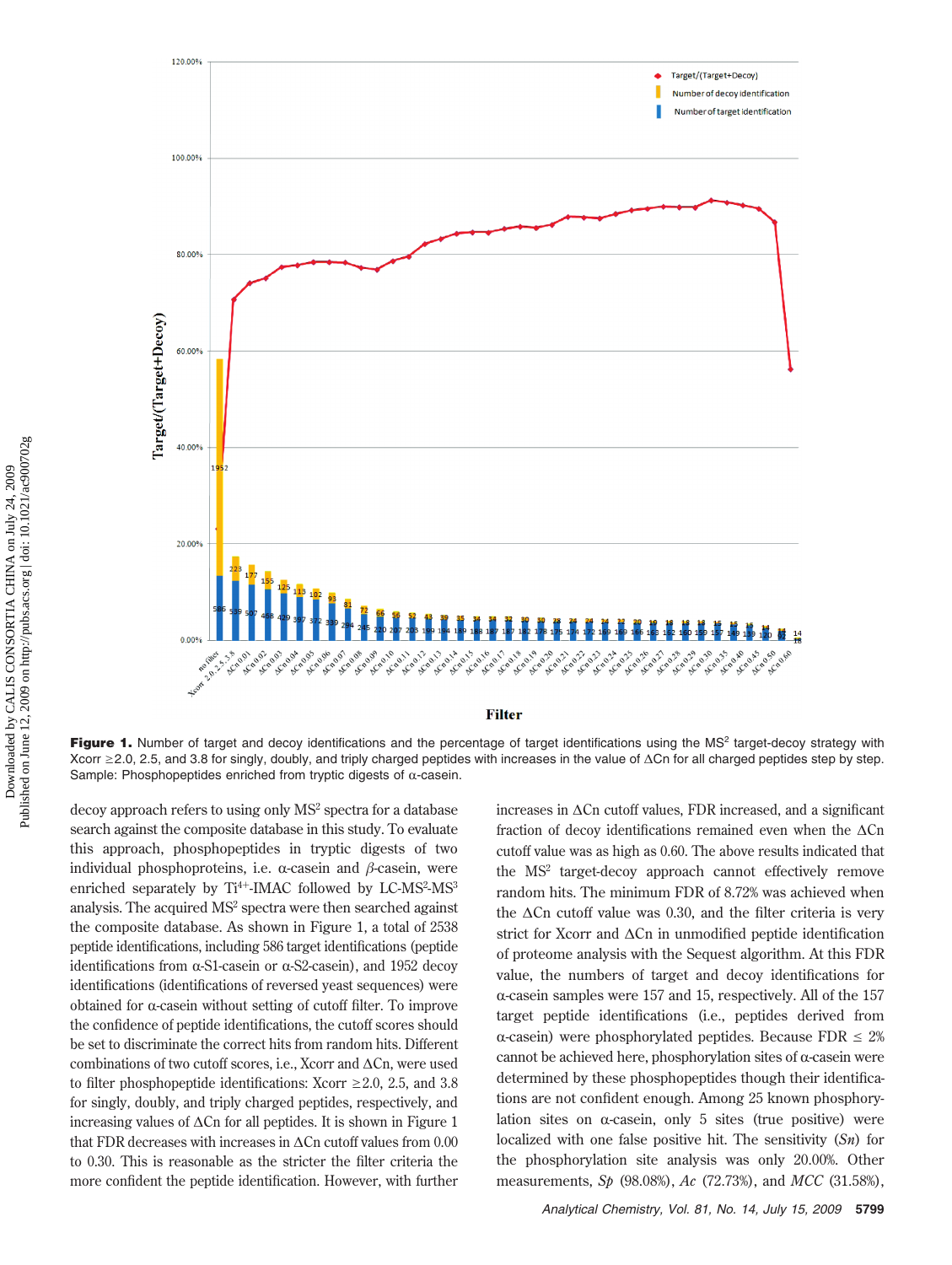**Figure 1.** Number of target and decoy identifications and the percentage of target identifications using the $MS^2$ target-decoy strategy with Xcorr ≥2.0, 2.5, and 3.8 for singly, doubly, and triply charged peptides with increases in the value of ΔCn for all charged peptides step by step. Sample: Phosphopeptides enriched from tryptic digests of α-casein.

decoy approach refers to using only $MS^2$ spectra for a database search against the composite database in this study. To evaluate this approach, phosphopeptides in tryptic digests of two individual phosphoproteins, i.e. α-casein and β-casein, were enriched separately by $Ti^{4+}$-IMAC followed by LC-$MS^2$-$MS^3$ analysis. The acquired $MS^2$ spectra were then searched against the composite database. As shown in Figure 1, a total of 2538 peptide identifications, including 586 target identifications (peptide identifications from α-S1-casein or α-S2-casein), and 1952 decoy identifications (identifications of reversed yeast sequences) were obtained for α-casein without setting of cutoff filter. To improve the confidence of peptide identifications, the cutoff scores should be set to discriminate the correct hits from random hits. Different combinations of two cutoff scores, i.e., Xcorr and ΔCn, were used to filter phosphopeptide identifications: Xcorr ≥2.0, 2.5, and 3.8 for singly, doubly, and triply charged peptides, respectively, and increasing values of ΔCn for all peptides. It is shown in Figure 1 that FDR decreases with increases in ΔCn cutoff values from 0.00 to 0.30. This is reasonable as the stricter the filter criteria the more confident the peptide identification. However, with further increases in ΔCn cutoff values, FDR increased, and a significant fraction of decoy identifications remained even when the ΔCn cutoff value was as high as 0.60. The above results indicated that the $MS^2$ target-decoy approach cannot effectively remove random hits. The minimum FDR of 8.72% was achieved when the ΔCn cutoff value was 0.30, and the filter criteria is very strict for Xcorr and ΔCn in unmodified peptide identification of proteome analysis with the Sequest algorithm. At this FDR value, the numbers of target and decoy identifications for α-casein samples were 157 and 15, respectively. All of the 157 target peptide identifications (i.e., peptides derived from α-casein) were phosphorylated peptides. Because FDR ≤ 2% cannot be achieved here, phosphorylation sites of α-casein were determined by these phosphopeptides though their identifications are not confident enough. Among 25 known phosphorylation sites on α-casein, only 5 sites (true positive) were localized with one false positive hit. The sensitivity (*Sn*) for the phosphorylation site analysis was only 20.00%. Other measurements, *Sp* (98.08%), *Ac* (72.73%), and *MCC* (31.58%),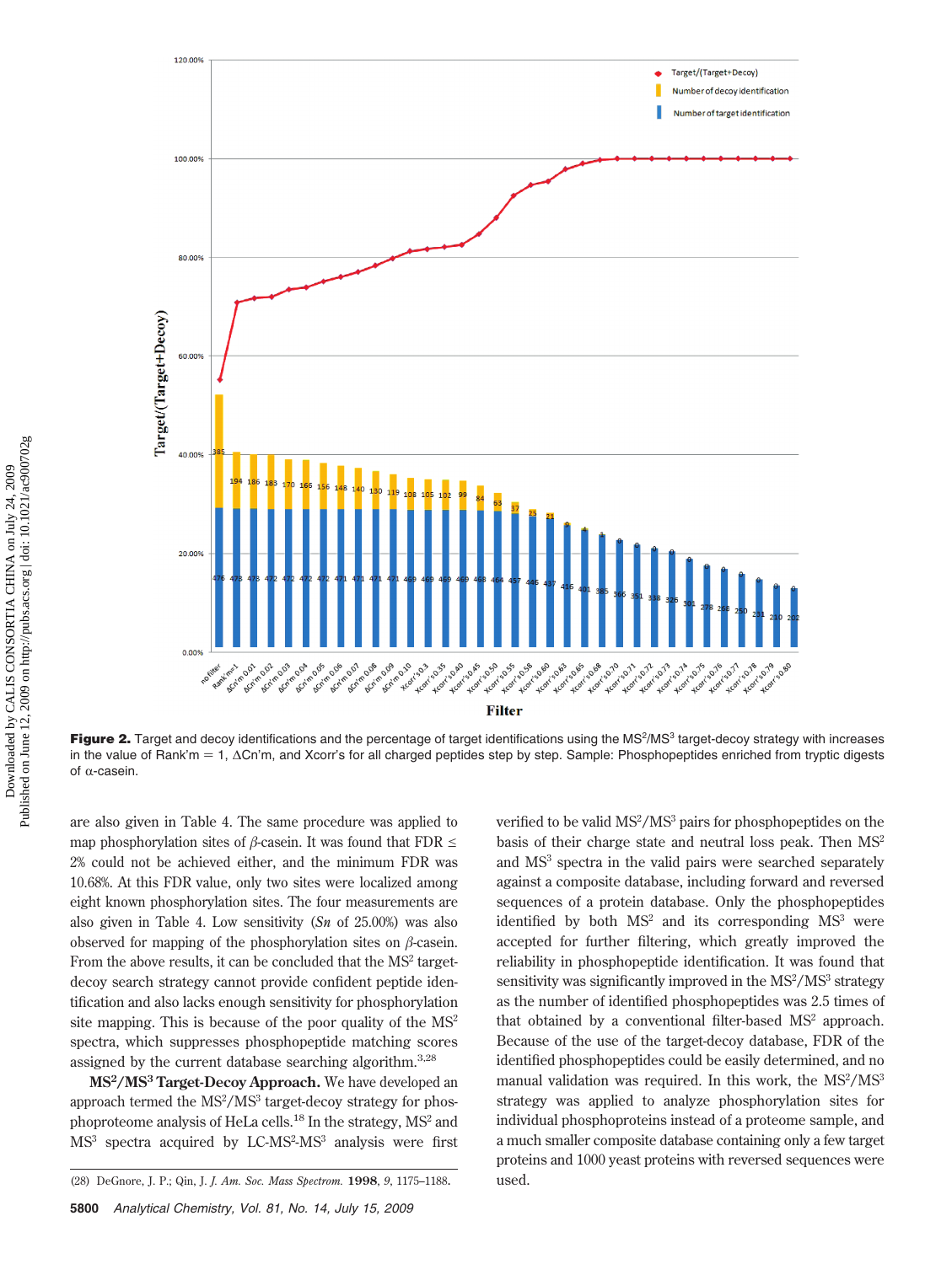Figure 2. Target and decoy identifications and the percentage of target identifications using the $MS^2/MS^3$ target-decoy strategy with increases in the value of Rank′m = 1, ΔCn′m, and Xcorr′s for all charged peptides step by step. Sample: Phosphopeptides enriched from tryptic digests of α-casein.

are also given in Table 4. The same procedure was applied to map phosphorylation sites of β-casein. It was found that FDR ≤ 2% could not be achieved either, and the minimum FDR was 10.68%. At this FDR value, only two sites were localized among eight known phosphorylation sites. The four measurements are also given in Table 4. Low sensitivity (*Sn* of 25.00%) was also observed for mapping of the phosphorylation sites on β-casein. From the above results, it can be concluded that the $MS^2$ target-decoy search strategy cannot provide confident peptide identification and also lacks enough sensitivity for phosphorylation site mapping. This is because of the poor quality of the $MS^2$ spectra, which suppresses phosphopeptide matching scores assigned by the current database searching algorithm.[3,28]

**$MS^2/MS^3$ Target-Decoy Approach.** We have developed an approach termed the $MS^2/MS^3$ target-decoy strategy for phosphoproteome analysis of HeLa cells.[18] In the strategy, $MS^2$ and $MS^3$ spectra acquired by LC-$MS^2$-$MS^3$ analysis were first verified to be valid $MS^2/MS^3$ pairs for phosphopeptides on the basis of their charge state and neutral loss peak. Then $MS^2$ and $MS^3$ spectra in the valid pairs were searched separately against a composite database, including forward and reversed sequences of a protein database. Only the phosphopeptides identified by both $MS^2$ and its corresponding $MS^3$ were accepted for further filtering, which greatly improved the reliability in phosphopeptide identification. It was found that sensitivity was significantly improved in the $MS^2/MS^3$ strategy as the number of identified phosphopeptides was 2.5 times of that obtained by a conventional filter-based $MS^2$ approach. Because of the use of the target-decoy database, FDR of the identified phosphopeptides could be easily determined, and no manual validation was required. In this work, the $MS^2/MS^3$ strategy was applied to analyze phosphorylation sites for individual phosphoproteins instead of a proteome sample, and a much smaller composite database containing only a few target proteins and 1000 yeast proteins with reversed sequences were used.

(28) DeGnore, J. P.; Qin, J. *J. Am. Soc. Mass Spectrom.* **1998**, *9*, 1175–1188.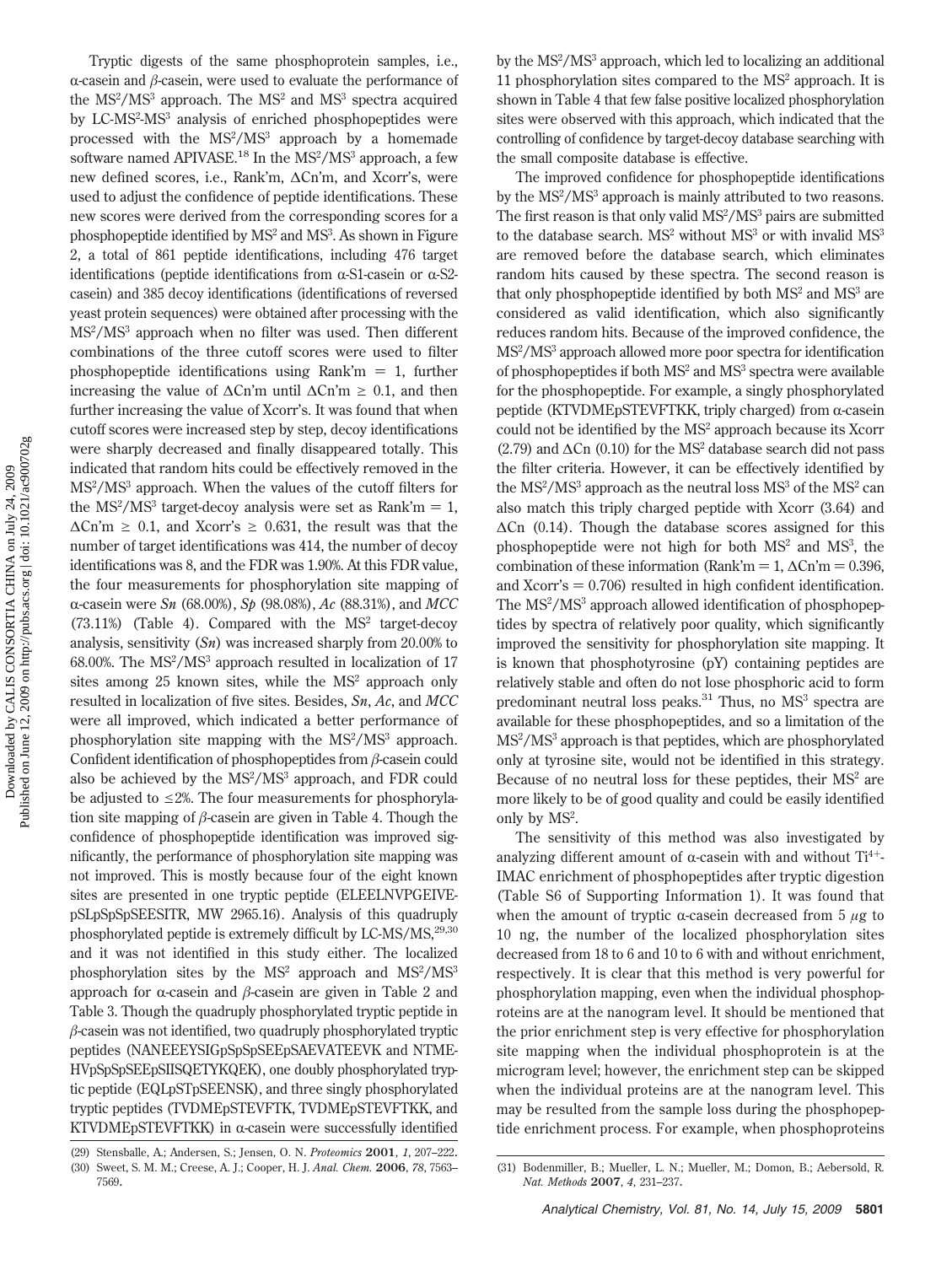Tryptic digests of the same phosphoprotein samples, i.e., α-casein and β-casein, were used to evaluate the performance of the $MS^2/MS^3$ approach. The $MS^2$ and $MS^3$ spectra acquired by LC-$MS^2$-$MS^3$ analysis of enriched phosphopeptides were processed with the $MS^2/MS^3$ approach by a homemade software named APIVASE.[18] In the $MS^2/MS^3$ approach, a few new defined scores, i.e., Rank'm, ΔCn'm, and Xcorr's, were used to adjust the confidence of peptide identifications. These new scores were derived from the corresponding scores for a phosphopeptide identified by $MS^2$ and $MS^3$. As shown in Figure 2, a total of 861 peptide identifications, including 476 target identifications (peptide identifications from α-S1-casein or α-S2-casein) and 385 decoy identifications (identifications of reversed yeast protein sequences) were obtained after processing with the $MS^2/MS^3$ approach when no filter was used. Then different combinations of the three cutoff scores were used to filter phosphopeptide identifications using Rank'm = 1, further increasing the value of ΔCn'm until ΔCn'm ≥ 0.1, and then further increasing the value of Xcorr's. It was found that when cutoff scores were increased step by step, decoy identifications were sharply decreased and finally disappeared totally. This indicated that random hits could be effectively removed in the $MS^2/MS^3$ approach. When the values of the cutoff filters for the $MS^2/MS^3$ target-decoy analysis were set as Rank'm = 1, ΔCn'm ≥ 0.1, and Xcorr's ≥ 0.631, the result was that the number of target identifications was 414, the number of decoy identifications was 8, and the FDR was 1.90%. At this FDR value, the four measurements for phosphorylation site mapping of α-casein were *Sn* (68.00%), *Sp* (98.08%), *Ac* (88.31%), and *MCC* (73.11%) (Table 4). Compared with the $MS^2$ target-decoy analysis, sensitivity (*Sn*) was increased sharply from 20.00% to 68.00%. The $MS^2/MS^3$ approach resulted in localization of 17 sites among 25 known sites, while the $MS^2$ approach only resulted in localization of five sites. Besides, *Sn*, *Ac*, and *MCC* were all improved, which indicated a better performance of phosphorylation site mapping with the $MS^2/MS^3$ approach. Confident identification of phosphopeptides from β-casein could also be achieved by the $MS^2/MS^3$ approach, and FDR could be adjusted to ≤2%. The four measurements for phosphorylation site mapping of β-casein are given in Table 4. Though the confidence of phosphopeptide identification was improved significantly, the performance of phosphorylation site mapping was not improved. This is mostly because four of the eight known sites are presented in one tryptic peptide (ELEELNVPGEIVEpSLpSpSpSEESITR, MW 2965.16). Analysis of this quadruply phosphorylated peptide is extremely difficult by LC-MS/MS,[29,30] and it was not identified in this study either. The localized phosphorylation sites by the $MS^2$ approach and $MS^2/MS^3$ approach for α-casein and β-casein are given in Table 2 and Table 3. Though the quadruply phosphorylated tryptic peptide in β-casein was not identified, two quadruply phosphorylated tryptic peptides (NANEEEYSIGpSpSpSEEpSAEVATEEVK and NTMEHVpSpSpSEEpSIISQETYKQEK), one doubly phosphorylated tryptic peptide (EQLpSTpSEENSK), and three singly phosphorylated tryptic peptides (TVDMEpSTEVFTK, TVDMEpSTEVFTKK, and KTVDMEpSTEVFTKK) in α-casein were successfully identified by the $MS^2/MS^3$ approach, which led to localizing an additional 11 phosphorylation sites compared to the $MS^2$ approach. It is shown in Table 4 that few false positive localized phosphorylation sites were observed with this approach, which indicated that the controlling of confidence by target-decoy database searching with the small composite database is effective.

The improved confidence for phosphopeptide identifications by the $MS^2/MS^3$ approach is mainly attributed to two reasons. The first reason is that only valid $MS^2/MS^3$ pairs are submitted to the database search. $MS^2$ without $MS^3$ or with invalid $MS^3$ are removed before the database search, which eliminates random hits caused by these spectra. The second reason is that only phosphopeptide identified by both $MS^2$ and $MS^3$ are considered as valid identification, which also significantly reduces random hits. Because of the improved confidence, the $MS^2/MS^3$ approach allowed more poor spectra for identification of phosphopeptides if both $MS^2$ and $MS^3$ spectra were available for the phosphopeptide. For example, a singly phosphorylated peptide (KTVDMEpSTEVFTKK, triply charged) from α-casein could not be identified by the $MS^2$ approach because its Xcorr (2.79) and ΔCn (0.10) for the $MS^2$ database search did not pass the filter criteria. However, it can be effectively identified by the $MS^2/MS^3$ approach as the neutral loss $MS^3$ of the $MS^2$ can also match this triply charged peptide with Xcorr (3.64) and ΔCn (0.14). Though the database scores assigned for this phosphopeptide were not high for both $MS^2$ and $MS^3$, the combination of these information (Rank'm = 1, ΔCn'm = 0.396, and Xcorr's = 0.706) resulted in high confident identification. The $MS^2/MS^3$ approach allowed identification of phosphopeptides by spectra of relatively poor quality, which significantly improved the sensitivity for phosphorylation site mapping. It is known that phosphotyrosine (pY) containing peptides are relatively stable and often do not lose phosphoric acid to form predominant neutral loss peaks.[31] Thus, no $MS^3$ spectra are available for these phosphopeptides, and so a limitation of the $MS^2/MS^3$ approach is that peptides, which are phosphorylated only at tyrosine site, would not be identified in this strategy. Because of no neutral loss for these peptides, their $MS^2$ are more likely to be of good quality and could be easily identified only by $MS^2$.

The sensitivity of this method was also investigated by analyzing different amount of α-casein with and without $Ti^{4+}$-IMAC enrichment of phosphopeptides after tryptic digestion (Table S6 of Supporting Information 1). It was found that when the amount of tryptic α-casein decreased from 5 μg to 10 ng, the number of the localized phosphorylation sites decreased from 18 to 6 and 10 to 6 with and without enrichment, respectively. It is clear that this method is very powerful for phosphorylation mapping, even when the individual phosphoproteins are at the nanogram level. It should be mentioned that the prior enrichment step is very effective for phosphorylation site mapping when the individual phosphoprotein is at the microgram level; however, the enrichment step can be skipped when the individual proteins are at the nanogram level. This may be resulted from the sample loss during the phosphopeptide enrichment process. For example, when phosphoproteins

(29) Stensballe, A.; Andersen, S.; Jensen, O. N. *Proteomics* **2001**, *1*, 207–222.
(30) Sweet, S. M. M.; Creese, A. J.; Cooper, H. J. *Anal. Chem.* **2006**, *78*, 7563–7569.
(31) Bodenmiller, B.; Mueller, L. N.; Mueller, M.; Domon, B.; Aebersold, R. *Nat. Methods* **2007**, *4*, 231–237.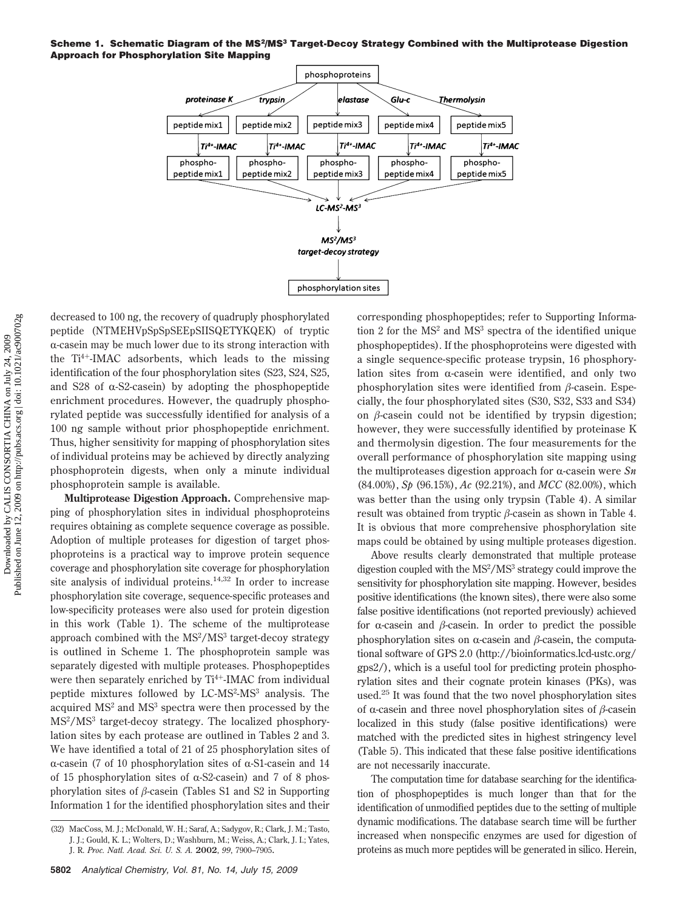**Scheme 1. Schematic Diagram of the $MS^2/MS^3$ Target-Decoy Strategy Combined with the Multiprotease Digestion Approach for Phosphorylation Site Mapping**

```
                                   phosphoproteins
   proteinase K      trypsin          elastase         Glu-c         Thermolysin
   peptide mix1   peptide mix2     peptide mix3     peptide mix4    peptide mix5
     Ti4+-IMAC      Ti4+-IMAC        Ti4+-IMAC        Ti4+-IMAC       Ti4+-IMAC
   phospho-       phospho-         phospho-         phospho-        phospho-
   peptide mix1   peptide mix2     peptide mix3     peptide mix4    peptide mix5
                                   LC-MS2-MS3
                                   MS2/MS3
                                   target-decoy strategy
                                   phosphorylation sites
```

decreased to 100 ng, the recovery of quadruply phosphorylated peptide (NTMEHVpSpSpSEEpSIISQETYKQEK) of tryptic α-casein may be much lower due to its strong interaction with the $Ti^{4+}$-IMAC adsorbents, which leads to the missing identification of the four phosphorylation sites (S23, S24, S25, and S28 of α-S2-casein) by adopting the phosphopeptide enrichment procedures. However, the quadruply phosphorylated peptide was successfully identified for analysis of a 100 ng sample without prior phosphopeptide enrichment. Thus, higher sensitivity for mapping of phosphorylation sites of individual proteins may be achieved by directly analyzing phosphoprotein digests, when only a minute individual phosphoprotein sample is available.

**Multiprotease Digestion Approach.** Comprehensive mapping of phosphorylation sites in individual phosphoproteins requires obtaining as complete sequence coverage as possible. Adoption of multiple proteases for digestion of target phosphoproteins is a practical way to improve protein sequence coverage and phosphorylation site coverage for phosphorylation site analysis of individual proteins.[14,32] In order to increase phosphorylation site coverage, sequence-specific proteases and low-specificity proteases were also used for protein digestion in this work (Table 1). The scheme of the multiprotease approach combined with the $MS^2/MS^3$ target-decoy strategy is outlined in Scheme 1. The phosphoprotein sample was separately digested with multiple proteases. Phosphopeptides were then separately enriched by $Ti^{4+}$-IMAC from individual peptide mixtures followed by LC-$MS^2$-$MS^3$ analysis. The acquired $MS^2$ and $MS^3$ spectra were then processed by the $MS^2/MS^3$ target-decoy strategy. The localized phosphorylation sites by each protease are outlined in Tables 2 and 3. We have identified a total of 21 of 25 phosphorylation sites of α-casein (7 of 10 phosphorylation sites of α-S1-casein and 14 of 15 phosphorylation sites of α-S2-casein) and 7 of 8 phosphorylation sites of β-casein (Tables S1 and S2 in Supporting Information 1 for the identified phosphorylation sites and their corresponding phosphopeptides; refer to Supporting Information 2 for the $MS^2$ and $MS^3$ spectra of the identified unique phosphopeptides). If the phosphoproteins were digested with a single sequence-specific protease trypsin, 16 phosphorylation sites from α-casein were identified, and only two phosphorylation sites were identified from β-casein. Especially, the four phosphorylated sites (S30, S32, S33 and S34) on β-casein could not be identified by trypsin digestion; however, they were successfully identified by proteinase K and thermolysin digestion. The four measurements for the overall performance of phosphorylation site mapping using the multiproteases digestion approach for α-casein were *Sn* (84.00%), *Sp* (96.15%), *Ac* (92.21%), and *MCC* (82.00%), which was better than the using only trypsin (Table 4). A similar result was obtained from tryptic β-casein as shown in Table 4. It is obvious that more comprehensive phosphorylation site maps could be obtained by using multiple proteases digestion.

Above results clearly demonstrated that multiple protease digestion coupled with the $MS^2/MS^3$ strategy could improve the sensitivity for phosphorylation site mapping. However, besides positive identifications (the known sites), there were also some false positive identifications (not reported previously) achieved for α-casein and β-casein. In order to predict the possible phosphorylation sites on α-casein and β-casein, the computational software of GPS 2.0 (http://bioinformatics.lcd-ustc.org/gps2/), which is a useful tool for predicting protein phosphorylation sites and their cognate protein kinases (PKs), was used.[25] It was found that the two novel phosphorylation sites of α-casein and three novel phosphorylation sites of β-casein localized in this study (false positive identifications) were matched with the predicted sites in highest stringency level (Table 5). This indicated that these false positive identifications are not necessarily inaccurate.

The computation time for database searching for the identification of phosphopeptides is much longer than that for the identification of unmodified peptides due to the setting of multiple dynamic modifications. The database search time will be further increased when nonspecific enzymes are used for digestion of proteins as much more peptides will be generated in silico. Herein,

(32) MacCoss, M. J.; McDonald, W. H.; Saraf, A.; Sadygov, R.; Clark, J. M.; Tasto, J. J.; Gould, K. L.; Wolters, D.; Washburn, M.; Weiss, A.; Clark, J. I.; Yates, J. R. *Proc. Natl. Acad. Sci. U. S. A.* **2002**, *99*, 7900–7905.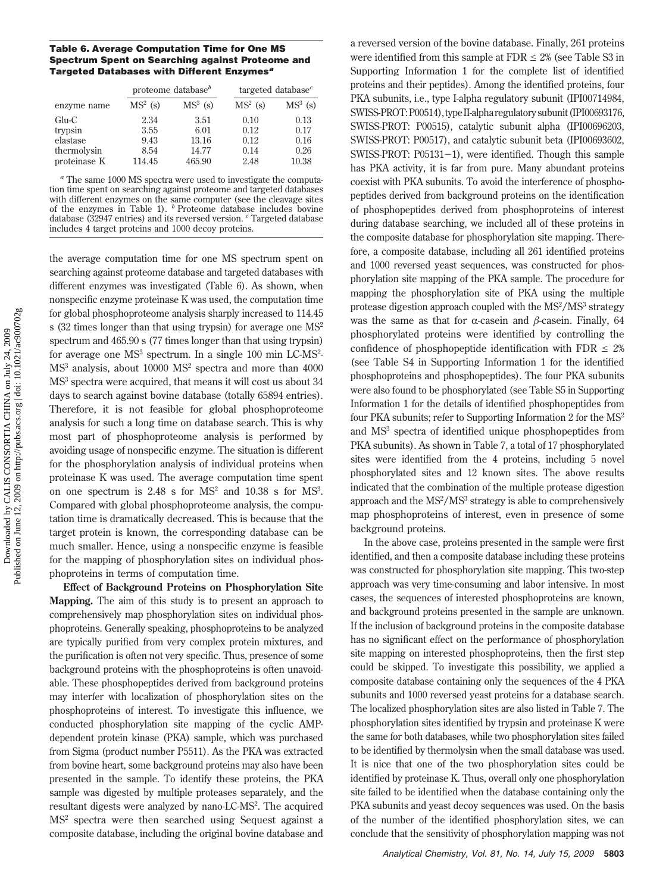**Table 6. Average Computation Time for One MS Spectrum Spent on Searching against Proteome and Targeted Databases with Different Enzymes[a]**

| enzyme name | proteome database[b] | | targeted database[c] | |
|---|---|---|---|---|
| | $MS^2$ (s) | $MS^3$ (s) | $MS^2$ (s) | $MS^3$ (s) |
| Glu-C | 2.34 | 3.51 | 0.10 | 0.13 |
| trypsin | 3.55 | 6.01 | 0.12 | 0.17 |
| elastase | 9.43 | 13.16 | 0.12 | 0.16 |
| thermolysin | 8.54 | 14.77 | 0.14 | 0.26 |
| proteinase K | 114.45 | 465.90 | 2.48 | 10.38 |

[a] The same 1000 MS spectra were used to investigate the computation time spent on searching against proteome and targeted databases with different enzymes on the same computer (see the cleavage sites of the enzymes in Table 1). [b] Proteome database includes bovine database (32947 entries) and its reversed version. [c] Targeted database includes 4 target proteins and 1000 decoy proteins.

the average computation time for one MS spectrum spent on searching against proteome database and targeted databases with different enzymes was investigated (Table 6). As shown, when nonspecific enzyme proteinase K was used, the computation time for global phosphoproteome analysis sharply increased to 114.45 s (32 times longer than that using trypsin) for average one $MS^2$ spectrum and 465.90 s (77 times longer than that using trypsin) for average one $MS^3$ spectrum. In a single 100 min LC-$MS^2$-$MS^3$ analysis, about 10000 $MS^2$ spectra and more than 4000 $MS^3$ spectra were acquired, that means it will cost us about 34 days to search against bovine database (totally 65894 entries). Therefore, it is not feasible for global phosphoproteome analysis for such a long time on database search. This is why most part of phosphoproteome analysis is performed by avoiding usage of nonspecific enzyme. The situation is different for the phosphorylation analysis of individual proteins when proteinase K was used. The average computation time spent on one spectrum is 2.48 s for $MS^2$ and 10.38 s for $MS^3$. Compared with global phosphoproteome analysis, the computation time is dramatically decreased. This is because that the target protein is known, the corresponding database can be much smaller. Hence, using a nonspecific enzyme is feasible for the mapping of phosphorylation sites on individual phosphoproteins in terms of computation time.

**Effect of Background Proteins on Phosphorylation Site Mapping.** The aim of this study is to present an approach to comprehensively map phosphorylation sites on individual phosphoproteins. Generally speaking, phosphoproteins to be analyzed are typically purified from very complex protein mixtures, and the purification is often not very specific. Thus, presence of some background proteins with the phosphoproteins is often unavoidable. These phosphopeptides derived from background proteins may interfer with localization of phosphorylation sites on the phosphoproteins of interest. To investigate this influence, we conducted phosphorylation site mapping of the cyclic AMP-dependent protein kinase (PKA) sample, which was purchased from Sigma (product number P5511). As the PKA was extracted from bovine heart, some background proteins may also have been presented in the sample. To identify these proteins, the PKA sample was digested by multiple proteases separately, and the resultant digests were analyzed by nano-LC-$MS^2$. The acquired $MS^2$ spectra were then searched using Sequest against a composite database, including the original bovine database and a reversed version of the bovine database. Finally, 261 proteins were identified from this sample at FDR ≤ 2% (see Table S3 in Supporting Information 1 for the complete list of identified proteins and their peptides). Among the identified proteins, four PKA subunits, i.e., type I-alpha regulatory subunit (IPI00714984, SWISS-PROT: P00514), type II-alpha regulatory subunit (IPI00693176, SWISS-PROT: P00515), catalytic subunit alpha (IPI00696203, SWISS-PROT: P00517), and catalytic subunit beta (IPI00693602, SWISS-PROT: P05131−1), were identified. Though this sample has PKA activity, it is far from pure. Many abundant proteins coexist with PKA subunits. To avoid the interference of phosphopeptides derived from background proteins on the identification of phosphopeptides derived from phosphoproteins of interest during database searching, we included all of these proteins in the composite database for phosphorylation site mapping. Therefore, a composite database, including all 261 identified proteins and 1000 reversed yeast sequences, was constructed for phosphorylation site mapping of the PKA sample. The procedure for mapping the phosphorylation site of PKA using the multiple protease digestion approach coupled with the $MS^2$/$MS^3$ strategy was the same as that for α-casein and β-casein. Finally, 64 phosphorylated proteins were identified by controlling the confidence of phosphopeptide identification with FDR ≤ 2% (see Table S4 in Supporting Information 1 for the identified phosphoproteins and phosphopeptides). The four PKA subunits were also found to be phosphorylated (see Table S5 in Supporting Information 1 for the details of identified phosphopeptides from four PKA subunits; refer to Supporting Information 2 for the $MS^2$ and $MS^3$ spectra of identified unique phosphopeptides from PKA subunits). As shown in Table 7, a total of 17 phosphorylated sites were identified from the 4 proteins, including 5 novel phosphorylated sites and 12 known sites. The above results indicated that the combination of the multiple protease digestion approach and the $MS^2$/$MS^3$ strategy is able to comprehensively map phosphoproteins of interest, even in presence of some background proteins.

In the above case, proteins presented in the sample were first identified, and then a composite database including these proteins was constructed for phosphorylation site mapping. This two-step approach was very time-consuming and labor intensive. In most cases, the sequences of interested phosphoproteins are known, and background proteins presented in the sample are unknown. If the inclusion of background proteins in the composite database has no significant effect on the performance of phosphorylation site mapping on interested phosphoproteins, then the first step could be skipped. To investigate this possibility, we applied a composite database containing only the sequences of the 4 PKA subunits and 1000 reversed yeast proteins for a database search. The localized phosphorylation sites are also listed in Table 7. The phosphorylation sites identified by trypsin and proteinase K were the same for both databases, while two phosphorylation sites failed to be identified by thermolysin when the small database was used. It is nice that one of the two phosphorylation sites could be identified by proteinase K. Thus, overall only one phosphorylation site failed to be identified when the database containing only the PKA subunits and yeast decoy sequences was used. On the basis of the number of the identified phosphorylation sites, we can conclude that the sensitivity of phosphorylation mapping was not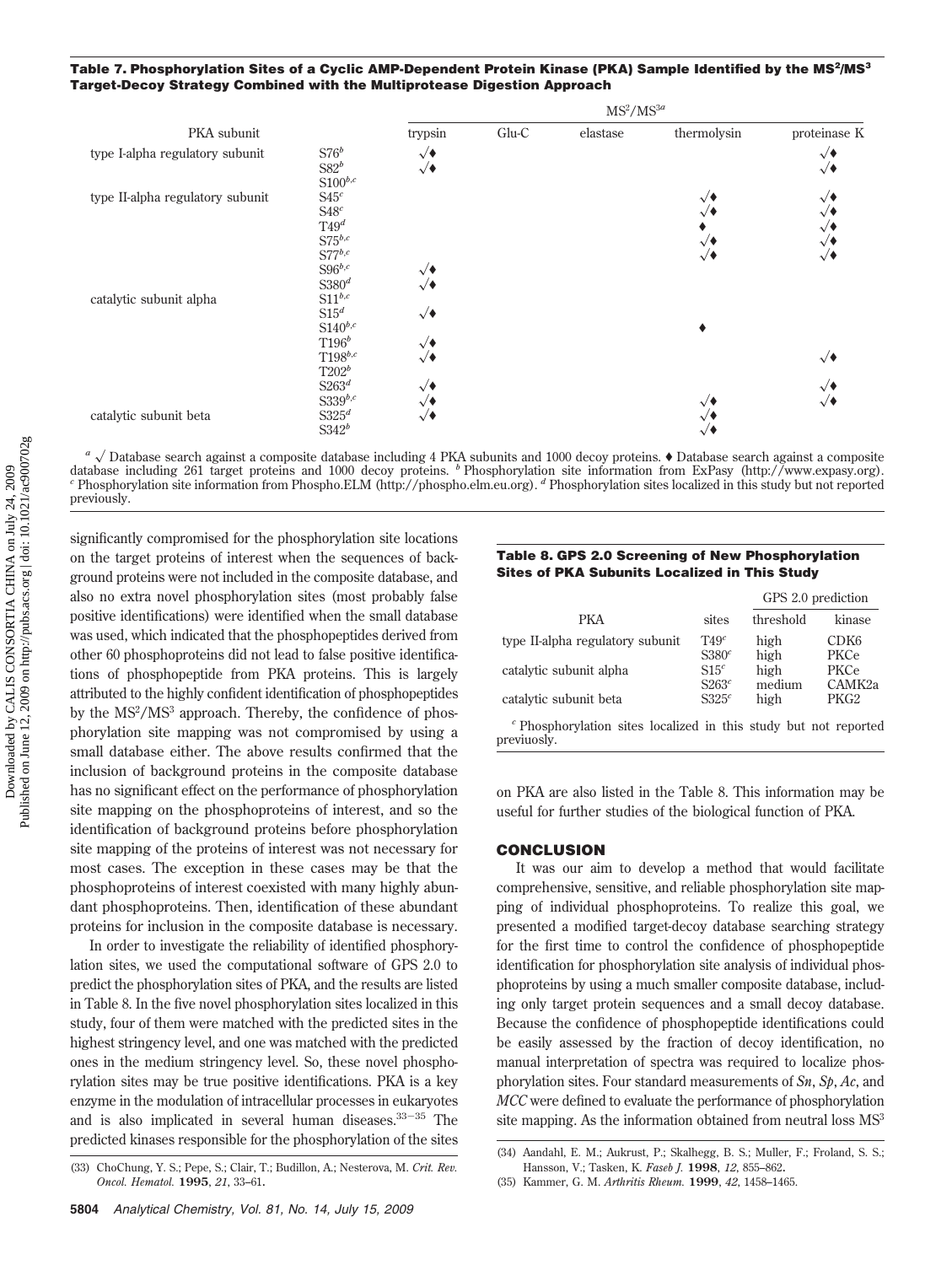**Table 7. Phosphorylation Sites of a Cyclic AMP-Dependent Protein Kinase (PKA) Sample Identified by the MS²/MS³ Target-Decoy Strategy Combined with the Multiprotease Digestion Approach**

| PKA subunit | | MS²/MS³[a] | | | | |
|---|---|---|---|---|---|---|
| | | trypsin | Glu-C | elastase | thermolysin | proteinase K |
| type I-alpha regulatory subunit | S76[b] | √♦ | | | | √♦ |
| | S82[b] | √♦ | | | | √♦ |
| | S100[b,c] | | | | | |
| type II-alpha regulatory subunit | S45[c] | | | | √♦ | √♦ |
| | S48[c] | | | | √♦ | √♦ |
| | T49[d] | | | | ♦ | √♦ |
| | S75[b,c] | | | | √♦ | √♦ |
| | S77[b,c] | | | | √♦ | √♦ |
| | S96[b,c] | √♦ | | | | |
| | S380[d] | √♦ | | | | |
| catalytic subunit alpha | S11[b,c] | | | | | |
| | S15[d] | √♦ | | | | |
| | S140[b,c] | | | | ♦ | |
| | T196[b] | √♦ | | | | |
| | T198[b,c] | √♦ | | | | √♦ |
| | T202[b] | | | | | |
| | S263[d] | √♦ | | | | √♦ |
| | S339[b,c] | √♦ | | | √♦ | √♦ |
| catalytic subunit beta | S325[d] | √♦ | | | √♦ | |
| | S342[b] | | | | √♦ | |

[a] √ Database search against a composite database including 4 PKA subunits and 1000 decoy proteins. ♦ Database search against a composite database including 261 target proteins and 1000 decoy proteins. [b] Phosphorylation site information from ExPasy (http://www.expasy.org). [c] Phosphorylation site information from Phospho.ELM (http://phospho.elm.eu.org). [d] Phosphorylation sites localized in this study but not reported previously.

significantly compromised for the phosphorylation site locations on the target proteins of interest when the sequences of background proteins were not included in the composite database, and also no extra novel phosphorylation sites (most probably false positive identifications) were identified when the small database was used, which indicated that the phosphopeptides derived from other 60 phosphoproteins did not lead to false positive identifications of phosphopeptide from PKA proteins. This is largely attributed to the highly confident identification of phosphopeptides by the MS²/MS³ approach. Thereby, the confidence of phosphorylation site mapping was not compromised by using a small database either. The above results confirmed that the inclusion of background proteins in the composite database has no significant effect on the performance of phosphorylation site mapping on the phosphoproteins of interest, and so the identification of background proteins before phosphorylation site mapping of the proteins of interest was not necessary for most cases. The exception in these cases may be that the phosphoproteins of interest coexisted with many highly abundant phosphoproteins. Then, identification of these abundant proteins for inclusion in the composite database is necessary.

In order to investigate the reliability of identified phosphorylation sites, we used the computational software of GPS 2.0 to predict the phosphorylation sites of PKA, and the results are listed in Table 8. In the five novel phosphorylation sites localized in this study, four of them were matched with the predicted sites in the highest stringency level, and one was matched with the predicted ones in the medium stringency level. So, these novel phosphorylation sites may be true positive identifications. PKA is a key enzyme in the modulation of intracellular processes in eukaryotes and is also implicated in several human diseases.[33−35] The predicted kinases responsible for the phosphorylation of the sites on PKA are also listed in the Table 8. This information may be useful for further studies of the biological function of PKA.

**Table 8. GPS 2.0 Screening of New Phosphorylation Sites of PKA Subunits Localized in This Study**

| PKA | sites | GPS 2.0 prediction | |
|---|---|---|---|
| | | threshold | kinase |
| type II-alpha regulatory subunit | T49[c] | high | CDK6 |
| | S380[c] | high | PKCe |
| catalytic subunit alpha | S15[c] | high | PKCe |
| | S263[c] | medium | CAMK2a |
| catalytic subunit beta | S325[c] | high | PKG2 |

[c] Phosphorylation sites localized in this study but not reported previuosly.

## CONCLUSION

It was our aim to develop a method that would facilitate comprehensive, sensitive, and reliable phosphorylation site mapping of individual phosphoproteins. To realize this goal, we presented a modified target-decoy database searching strategy for the first time to control the confidence of phosphopeptide identification for phosphorylation site analysis of individual phosphoproteins by using a much smaller composite database, including only target protein sequences and a small decoy database. Because the confidence of phosphopeptide identifications could be easily assessed by the fraction of decoy identification, no manual interpretation of spectra was required to localize phosphorylation sites. Four standard measurements of *Sn*, *Sp*, *Ac*, and *MCC* were defined to evaluate the performance of phosphorylation site mapping. As the information obtained from neutral loss MS³

(33) ChoChung, Y. S.; Pepe, S.; Clair, T.; Budillon, A.; Nesterova, M. *Crit. Rev. Oncol. Hematol.* **1995**, *21*, 33–61.

(34) Aandahl, E. M.; Aukrust, P.; Skalhegg, B. S.; Muller, F.; Froland, S. S.; Hansson, V.; Tasken, K. *Faseb J.* **1998**, *12*, 855–862.

(35) Kammer, G. M. *Arthritis Rheum.* **1999**, *42*, 1458–1465.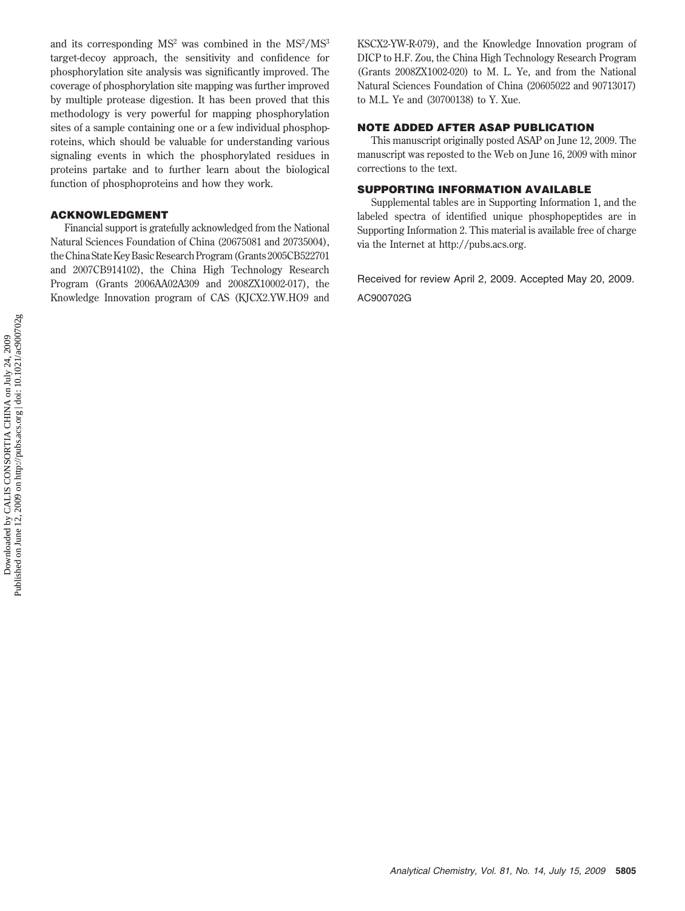and its corresponding $MS^2$ was combined in the $MS^2/MS^3$ target-decoy approach, the sensitivity and confidence for phosphorylation site analysis was significantly improved. The coverage of phosphorylation site mapping was further improved by multiple protease digestion. It has been proved that this methodology is very powerful for mapping phosphorylation sites of a sample containing one or a few individual phosphoproteins, which should be valuable for understanding various signaling events in which the phosphorylated residues in proteins partake and to further learn about the biological function of phosphoproteins and how they work.

## ACKNOWLEDGMENT

Financial support is gratefully acknowledged from the National Natural Sciences Foundation of China (20675081 and 20735004), the China State Key Basic Research Program (Grants 2005CB522701 and 2007CB914102), the China High Technology Research Program (Grants 2006AA02A309 and 2008ZX10002-017), the Knowledge Innovation program of CAS (KJCX2.YW.HO9 and KSCX2-YW-R-079), and the Knowledge Innovation program of DICP to H.F. Zou, the China High Technology Research Program (Grants 2008ZX1002-020) to M. L. Ye, and from the National Natural Sciences Foundation of China (20605022 and 90713017) to M.L. Ye and (30700138) to Y. Xue.

## NOTE ADDED AFTER ASAP PUBLICATION

This manuscript originally posted ASAP on June 12, 2009. The manuscript was reposted to the Web on June 16, 2009 with minor corrections to the text.

## SUPPORTING INFORMATION AVAILABLE

Supplemental tables are in Supporting Information 1, and the labeled spectra of identified unique phosphopeptides are in Supporting Information 2. This material is available free of charge via the Internet at http://pubs.acs.org.

Received for review April 2, 2009. Accepted May 20, 2009.

AC900702G